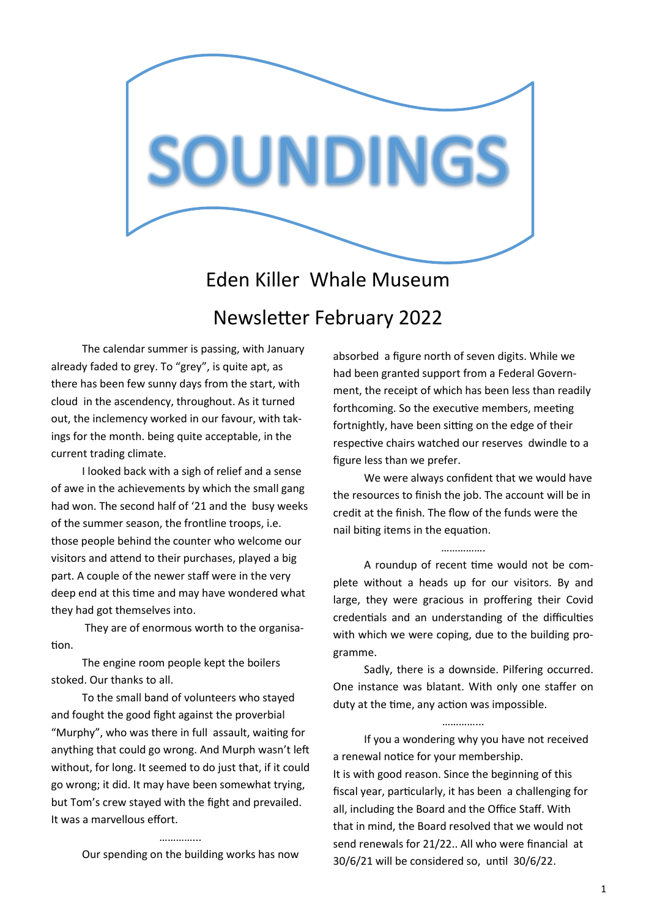# SOUNDINGS

## Eden Killer Whale Museum

## Newsletter February 2022

The calendar summer is passing, with January already faded to grey. To "grey", is quite apt, as there has been few sunny days from the start, with cloud in the ascendency, throughout. As it turned out, the inclemency worked in our favour, with takings for the month. being quite acceptable, in the current trading climate.

I looked back with a sigh of relief and a sense of awe in the achievements by which the small gang had won. The second half of '21 and the busy weeks of the summer season, the frontline troops, i.e. those people behind the counter who welcome our visitors and attend to their purchases, played a big part. A couple of the newer staff were in the very deep end at this time and may have wondered what they had got themselves into.

They are of enormous worth to the organisation.

The engine room people kept the boilers stoked. Our thanks to all.

To the small band of volunteers who stayed and fought the good fight against the proverbial "Murphy", who was there in full assault, waiting for anything that could go wrong. And Murph wasn't left without, for long. It seemed to do just that, if it could go wrong; it did. It may have been somewhat trying, but Tom's crew stayed with the fight and prevailed. It was a marvellous effort.

…………..

Our spending on the building works has now absorbed a figure north of seven digits. While we had been granted support from a Federal Government, the receipt of which has been less than readily forthcoming. So the executive members, meeting fortnightly, have been sitting on the edge of their respective chairs watched our reserves dwindle to a figure less than we prefer.

We were always confident that we would have the resources to finish the job. The account will be in credit at the finish. The flow of the funds were the nail biting items in the equation.

…………….

A roundup of recent time would not be complete without a heads up for our visitors. By and large, they were gracious in proffering their Covid credentials and an understanding of the difficulties with which we were coping, due to the building programme.

Sadly, there is a downside. Pilfering occurred. One instance was blatant. With only one staffer on duty at the time, any action was impossible.

…………..

If you a wondering why you have not received a renewal notice for your membership.
It is with good reason. Since the beginning of this fiscal year, particularly, it has been a challenging for all, including the Board and the Office Staff. With that in mind, the Board resolved that we would not send renewals for 21/22.. All who were financial at 30/6/21 will be considered so, until 30/6/22.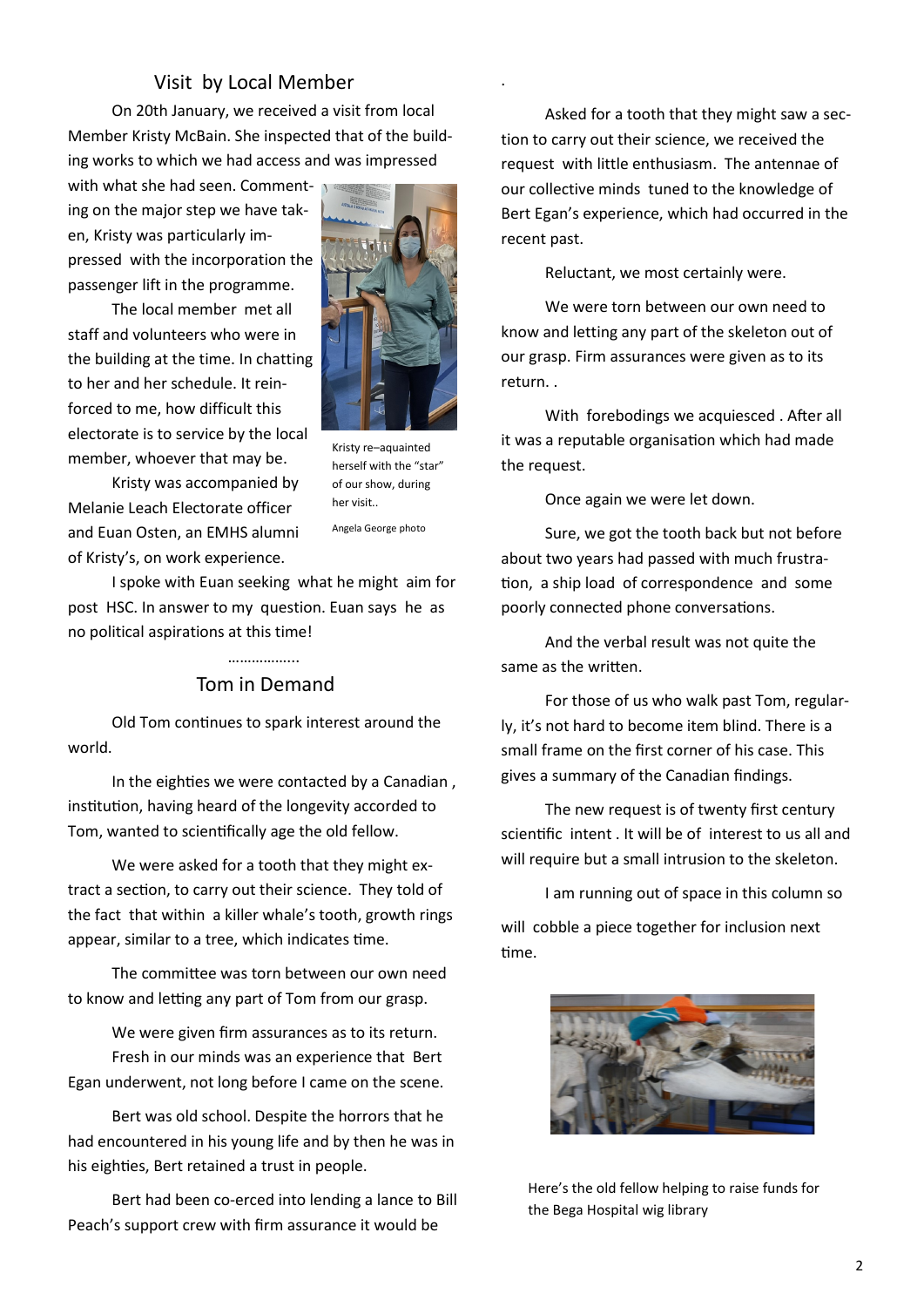## Visit by Local Member

On 20th January, we received a visit from local Member Kristy McBain. She inspected that of the building works to which we had access and was impressed with what she had seen. Commenting on the major step we have taken, Kristy was particularly impressed with the incorporation the passenger lift in the programme.

The local member met all staff and volunteers who were in the building at the time. In chatting to her and her schedule. It reinforced to me, how difficult this electorate is to service by the local member, whoever that may be.

Kristy was accompanied by Melanie Leach Electorate officer and Euan Osten, an EMHS alumni of Kristy's, on work experience.

Kristy re–aquainted herself with the "star" of our show, during her visit..

Angela George photo

I spoke with Euan seeking what he might aim for post HSC. In answer to my question. Euan says he as no political aspirations at this time!

……………..

## Tom in Demand

Old Tom continues to spark interest around the world.

In the eighties we were contacted by a Canadian , institution, having heard of the longevity accorded to Tom, wanted to scientifically age the old fellow.

We were asked for a tooth that they might extract a section, to carry out their science. They told of the fact that within a killer whale's tooth, growth rings appear, similar to a tree, which indicates time.

The committee was torn between our own need to know and letting any part of Tom from our grasp.

We were given firm assurances as to its return.

Fresh in our minds was an experience that Bert Egan underwent, not long before I came on the scene.

Bert was old school. Despite the horrors that he had encountered in his young life and by then he was in his eighties, Bert retained a trust in people.

Bert had been co-erced into lending a lance to Bill Peach's support crew with firm assurance it would be

.

Asked for a tooth that they might saw a section to carry out their science, we received the request with little enthusiasm. The antennae of our collective minds tuned to the knowledge of Bert Egan's experience, which had occurred in the recent past.

Reluctant, we most certainly were.

We were torn between our own need to know and letting any part of the skeleton out of our grasp. Firm assurances were given as to its return. .

With forebodings we acquiesced . After all it was a reputable organisation which had made the request.

Once again we were let down.

Sure, we got the tooth back but not before about two years had passed with much frustration, a ship load of correspondence and some poorly connected phone conversations.

And the verbal result was not quite the same as the written.

For those of us who walk past Tom, regularly, it's not hard to become item blind. There is a small frame on the first corner of his case. This gives a summary of the Canadian findings.

The new request is of twenty first century scientific intent . It will be of interest to us all and will require but a small intrusion to the skeleton.

I am running out of space in this column so will cobble a piece together for inclusion next time.

Here's the old fellow helping to raise funds for the Bega Hospital wig library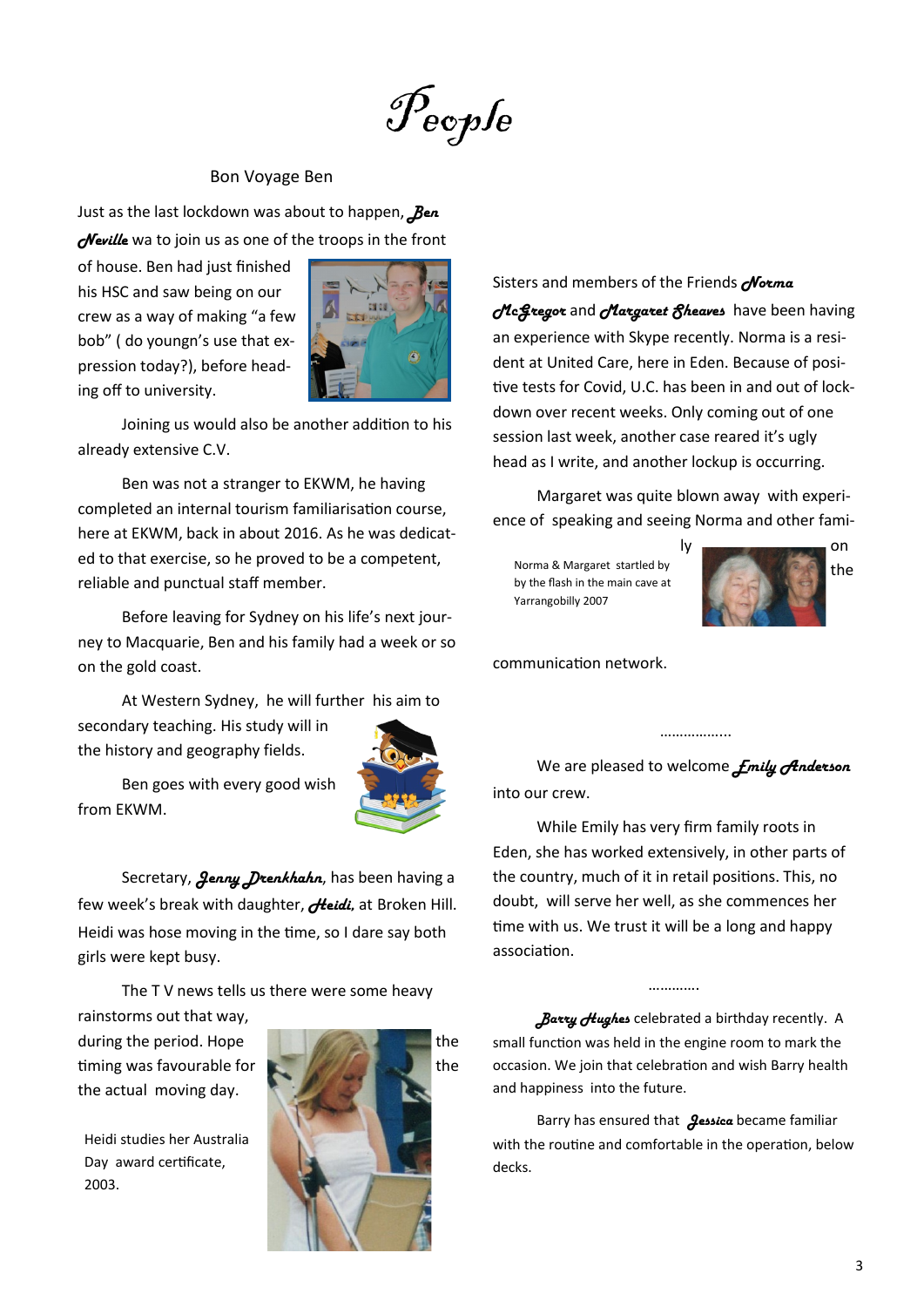# People

## Bon Voyage Ben

Just as the last lockdown was about to happen, ***Ben Neville*** wa to join us as one of the troops in the front of house. Ben had just finished his HSC and saw being on our crew as a way of making "a few bob" ( do youngn's use that expression today?), before heading off to university.

Joining us would also be another addition to his already extensive C.V.

Ben was not a stranger to EKWM, he having completed an internal tourism familiarisation course, here at EKWM, back in about 2016. As he was dedicated to that exercise, so he proved to be a competent, reliable and punctual staff member.

Before leaving for Sydney on his life's next journey to Macquarie, Ben and his family had a week or so on the gold coast.

At Western Sydney, he will further his aim to secondary teaching. His study will in the history and geography fields.

Ben goes with every good wish from EKWM.

Secretary, ***Jenny Drenkhahn***, has been having a few week's break with daughter, ***Heidi***, at Broken Hill. Heidi was hose moving in the time, so I dare say both girls were kept busy.

The T V news tells us there were some heavy rainstorms out that way, during the period. Hope the timing was favourable for the actual moving day.

Heidi studies her Australia Day award certificate, 2003.

Sisters and members of the Friends ***Norma McGregor*** and ***Margaret Sheaves*** have been having an experience with Skype recently. Norma is a resident at United Care, here in Eden. Because of positive tests for Covid, U.C. has been in and out of lockdown over recent weeks. Only coming out of one session last week, another case reared it's ugly head as I write, and another lockup is occurring.

Margaret was quite blown away with experience of speaking and seeing Norma and other family on the communication network.

Norma & Margaret startled by by the flash in the main cave at Yarrangobilly 2007

……………...

We are pleased to welcome ***Emily Anderson*** into our crew.

While Emily has very firm family roots in Eden, she has worked extensively, in other parts of the country, much of it in retail positions. This, no doubt, will serve her well, as she commences her time with us. We trust it will be a long and happy association.

………….

***Barry Hughes*** celebrated a birthday recently. A small function was held in the engine room to mark the occasion. We join that celebration and wish Barry health and happiness into the future.

Barry has ensured that ***Jessica*** became familiar with the routine and comfortable in the operation, below decks.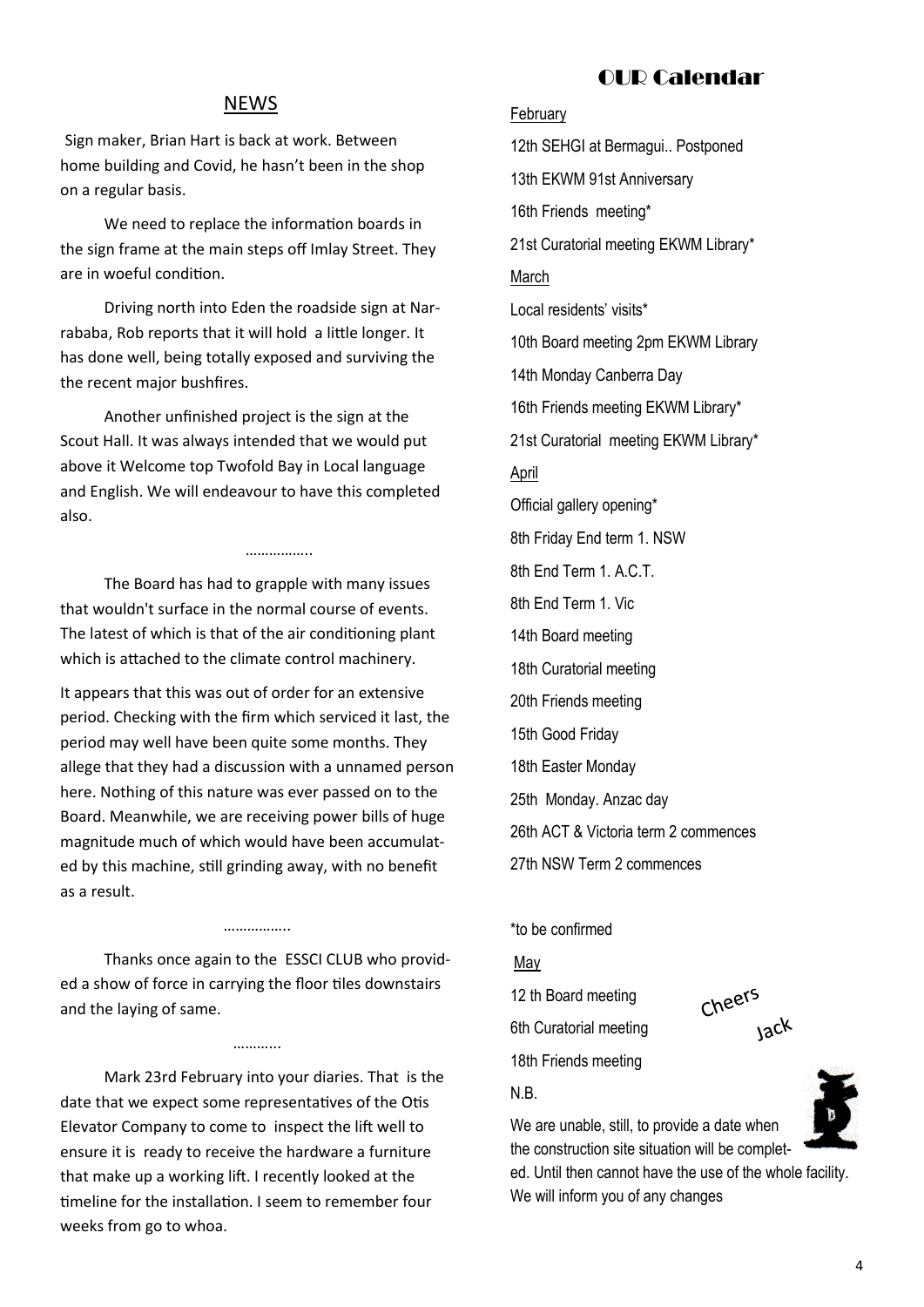## NEWS

Sign maker, Brian Hart is back at work. Between home building and Covid, he hasn't been in the shop on a regular basis.

We need to replace the information boards in the sign frame at the main steps off Imlay Street. They are in woeful condition.

Driving north into Eden the roadside sign at Narrababa, Rob reports that it will hold a little longer. It has done well, being totally exposed and surviving the the recent major bushfires.

Another unfinished project is the sign at the Scout Hall. It was always intended that we would put above it Welcome top Twofold Bay in Local language and English. We will endeavour to have this completed also.

……………..

The Board has had to grapple with many issues that wouldn't surface in the normal course of events. The latest of which is that of the air conditioning plant which is attached to the climate control machinery.

It appears that this was out of order for an extensive period. Checking with the firm which serviced it last, the period may well have been quite some months. They allege that they had a discussion with a unnamed person here. Nothing of this nature was ever passed on to the Board. Meanwhile, we are receiving power bills of huge magnitude much of which would have been accumulated by this machine, still grinding away, with no benefit as a result.

……………..

Thanks once again to the ESSCI CLUB who provided a show of force in carrying the floor tiles downstairs and the laying of same.

………..

Mark 23rd February into your diaries. That is the date that we expect some representatives of the Otis Elevator Company to come to inspect the lift well to ensure it is ready to receive the hardware a furniture that make up a working lift. I recently looked at the timeline for the installation. I seem to remember four weeks from go to whoa.

## OUR Calendar

February

12th SEHGI at Bermagui.. Postponed

13th EKWM 91st Anniversary

16th Friends meeting*

21st Curatorial meeting EKWM Library*

March

Local residents' visits*

10th Board meeting 2pm EKWM Library

14th Monday Canberra Day

16th Friends meeting EKWM Library*

21st Curatorial meeting EKWM Library*

April

Official gallery opening*

8th Friday End term 1. NSW

8th End Term 1. A.C.T.

8th End Term 1. Vic

14th Board meeting

18th Curatorial meeting

20th Friends meeting

15th Good Friday

18th Easter Monday

25th Monday. Anzac day

26th ACT & Victoria term 2 commences

27th NSW Term 2 commences

*to be confirmed

May

12 th Board meeting

6th Curatorial meeting

18th Friends meeting

N.B.

We are unable, still, to provide a date when the construction site situation will be completed. Until then cannot have the use of the whole facility. We will inform you of any changes

Cheers

Jack